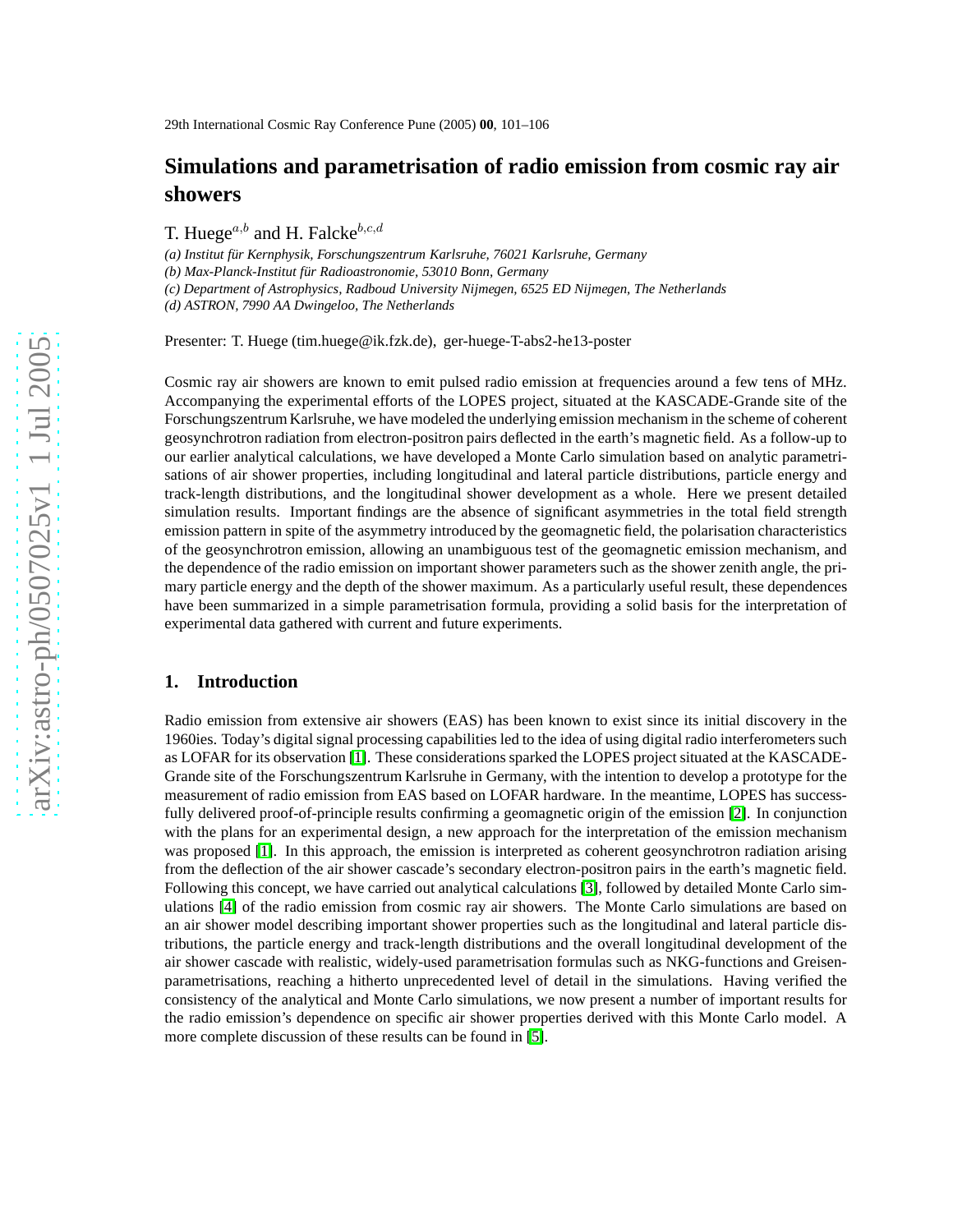# Simulations and parametrisation of radio emission from cosmic ray air showers

T. Huege[a,b] and H. Falcke[b,c,d]

*(a) Institut für Kernphysik, Forschungszentrum Karlsruhe, 76021 Karlsruhe, Germany*
*(b) Max-Planck-Institut für Radioastronomie, 53010 Bonn, Germany*
*(c) Department of Astrophysics, Radboud University Nijmegen, 6525 ED Nijmegen, The Netherlands*
*(d) ASTRON, 7990 AA Dwingeloo, The Netherlands*

Presenter: T. Huege (tim.huege@ik.fzk.de), ger-huege-T-abs2-he13-poster

Cosmic ray air showers are known to emit pulsed radio emission at frequencies around a few tens of MHz. Accompanying the experimental efforts of the LOPES project, situated at the KASCADE-Grande site of the Forschungszentrum Karlsruhe, we have modeled the underlying emission mechanism in the scheme of coherent geosynchrotron radiation from electron-positron pairs deflected in the earth's magnetic field. As a follow-up to our earlier analytical calculations, we have developed a Monte Carlo simulation based on analytic parametrisations of air shower properties, including longitudinal and lateral particle distributions, particle energy and track-length distributions, and the longitudinal shower development as a whole. Here we present detailed simulation results. Important findings are the absence of significant asymmetries in the total field strength emission pattern in spite of the asymmetry introduced by the geomagnetic field, the polarisation characteristics of the geosynchrotron emission, allowing an unambiguous test of the geomagnetic emission mechanism, and the dependence of the radio emission on important shower parameters such as the shower zenith angle, the primary particle energy and the depth of the shower maximum. As a particularly useful result, these dependences have been summarized in a simple parametrisation formula, providing a solid basis for the interpretation of experimental data gathered with current and future experiments.

## 1. Introduction

Radio emission from extensive air showers (EAS) has been known to exist since its initial discovery in the 1960ies. Today's digital signal processing capabilities led to the idea of using digital radio interferometers such as LOFAR for its observation [1]. These considerations sparked the LOPES project situated at the KASCADE-Grande site of the Forschungszentrum Karlsruhe in Germany, with the intention to develop a prototype for the measurement of radio emission from EAS based on LOFAR hardware. In the meantime, LOPES has successfully delivered proof-of-principle results confirming a geomagnetic origin of the emission [2]. In conjunction with the plans for an experimental design, a new approach for the interpretation of the emission mechanism was proposed [1]. In this approach, the emission is interpreted as coherent geosynchrotron radiation arising from the deflection of the air shower cascade's secondary electron-positron pairs in the earth's magnetic field. Following this concept, we have carried out analytical calculations [3], followed by detailed Monte Carlo simulations [4] of the radio emission from cosmic ray air showers. The Monte Carlo simulations are based on an air shower model describing important shower properties such as the longitudinal and lateral particle distributions, the particle energy and track-length distributions and the overall longitudinal development of the air shower cascade with realistic, widely-used parametrisation formulas such as NKG-functions and Greisen-parametrisations, reaching a hitherto unprecedented level of detail in the simulations. Having verified the consistency of the analytical and Monte Carlo simulations, we now present a number of important results for the radio emission's dependence on specific air shower properties derived with this Monte Carlo model. A more complete discussion of these results can be found in [5].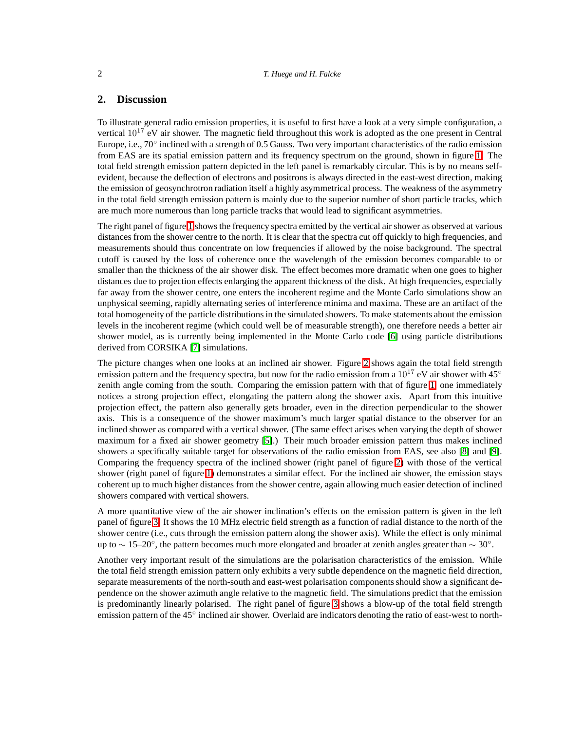## 2. Discussion

To illustrate general radio emission properties, it is useful to first have a look at a very simple configuration, a vertical $10^{17}$ eV air shower. The magnetic field throughout this work is adopted as the one present in Central Europe, i.e., $70^{\circ}$ inclined with a strength of 0.5 Gauss. Two very important characteristics of the radio emission from EAS are its spatial emission pattern and its frequency spectrum on the ground, shown in figure 1. The total field strength emission pattern depicted in the left panel is remarkably circular. This is by no means self-evident, because the deflection of electrons and positrons is always directed in the east-west direction, making the emission of geosynchrotron radiation itself a highly asymmetrical process. The weakness of the asymmetry in the total field strength emission pattern is mainly due to the superior number of short particle tracks, which are much more numerous than long particle tracks that would lead to significant asymmetries.

The right panel of figure 1 shows the frequency spectra emitted by the vertical air shower as observed at various distances from the shower centre to the north. It is clear that the spectra cut off quickly to high frequencies, and measurements should thus concentrate on low frequencies if allowed by the noise background. The spectral cutoff is caused by the loss of coherence once the wavelength of the emission becomes comparable to or smaller than the thickness of the air shower disk. The effect becomes more dramatic when one goes to higher distances due to projection effects enlarging the apparent thickness of the disk. At high frequencies, especially far away from the shower centre, one enters the incoherent regime and the Monte Carlo simulations show an unphysical seeming, rapidly alternating series of interference minima and maxima. These are an artifact of the total homogeneity of the particle distributions in the simulated showers. To make statements about the emission levels in the incoherent regime (which could well be of measurable strength), one therefore needs a better air shower model, as is currently being implemented in the Monte Carlo code [6] using particle distributions derived from CORSIKA [7] simulations.

The picture changes when one looks at an inclined air shower. Figure 2 shows again the total field strength emission pattern and the frequency spectra, but now for the radio emission from a $10^{17}$ eV air shower with $45^{\circ}$ zenith angle coming from the south. Comparing the emission pattern with that of figure 1 one immediately notices a strong projection effect, elongating the pattern along the shower axis. Apart from this intuitive projection effect, the pattern also generally gets broader, even in the direction perpendicular to the shower axis. This is a consequence of the shower maximum's much larger spatial distance to the observer for an inclined shower as compared with a vertical shower. (The same effect arises when varying the depth of shower maximum for a fixed air shower geometry [5].) Their much broader emission pattern thus makes inclined showers a specifically suitable target for observations of the radio emission from EAS, see also [8] and [9]. Comparing the frequency spectra of the inclined shower (right panel of figure 2) with those of the vertical shower (right panel of figure 1) demonstrates a similar effect. For the inclined air shower, the emission stays coherent up to much higher distances from the shower centre, again allowing much easier detection of inclined showers compared with vertical showers.

A more quantitative view of the air shower inclination's effects on the emission pattern is given in the left panel of figure 3. It shows the 10 MHz electric field strength as a function of radial distance to the north of the shower centre (i.e., cuts through the emission pattern along the shower axis). While the effect is only minimal up to $\sim 15$–$20^{\circ}$, the pattern becomes much more elongated and broader at zenith angles greater than $\sim 30^{\circ}$.

Another very important result of the simulations are the polarisation characteristics of the emission. While the total field strength emission pattern only exhibits a very subtle dependence on the magnetic field direction, separate measurements of the north-south and east-west polarisation components should show a significant dependence on the shower azimuth angle relative to the magnetic field. The simulations predict that the emission is predominantly linearly polarised. The right panel of figure 3 shows a blow-up of the total field strength emission pattern of the $45^{\circ}$ inclined air shower. Overlaid are indicators denoting the ratio of east-west to north-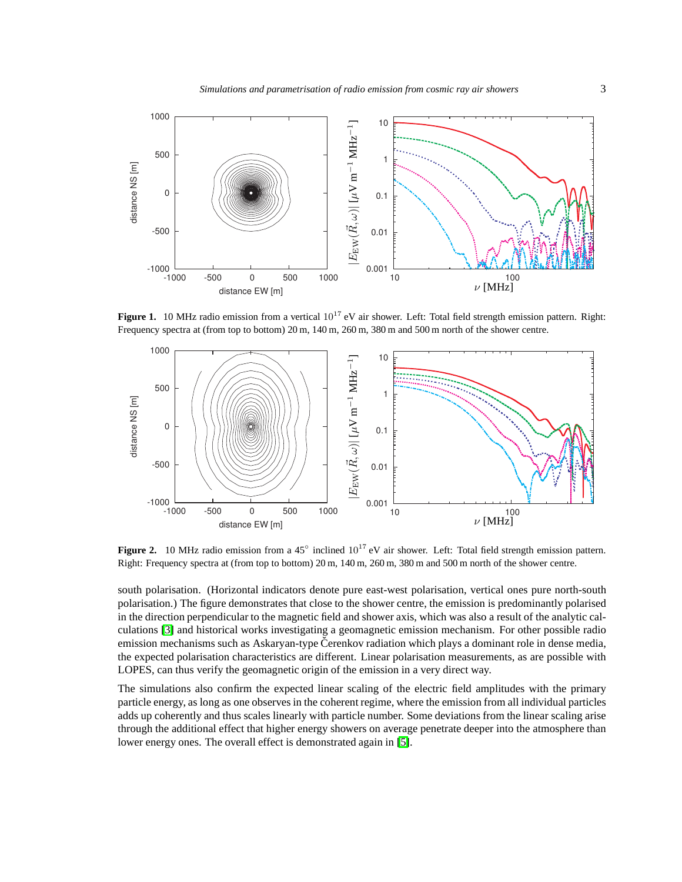**Figure 1.** 10 MHz radio emission from a vertical $10^{17}$ eV air shower. Left: Total field strength emission pattern. Right: Frequency spectra at (from top to bottom) 20 m, 140 m, 260 m, 380 m and 500 m north of the shower centre.

**Figure 2.** 10 MHz radio emission from a 45° inclined $10^{17}$ eV air shower. Left: Total field strength emission pattern. Right: Frequency spectra at (from top to bottom) 20 m, 140 m, 260 m, 380 m and 500 m north of the shower centre.

south polarisation. (Horizontal indicators denote pure east-west polarisation, vertical ones pure north-south polarisation.) The figure demonstrates that close to the shower centre, the emission is predominantly polarised in the direction perpendicular to the magnetic field and shower axis, which was also a result of the analytic calculations [3] and historical works investigating a geomagnetic emission mechanism. For other possible radio emission mechanisms such as Askaryan-type Čerenkov radiation which plays a dominant role in dense media, the expected polarisation characteristics are different. Linear polarisation measurements, as are possible with LOPES, can thus verify the geomagnetic origin of the emission in a very direct way.

The simulations also confirm the expected linear scaling of the electric field amplitudes with the primary particle energy, as long as one observes in the coherent regime, where the emission from all individual particles adds up coherently and thus scales linearly with particle number. Some deviations from the linear scaling arise through the additional effect that higher energy showers on average penetrate deeper into the atmosphere than lower energy ones. The overall effect is demonstrated again in [5].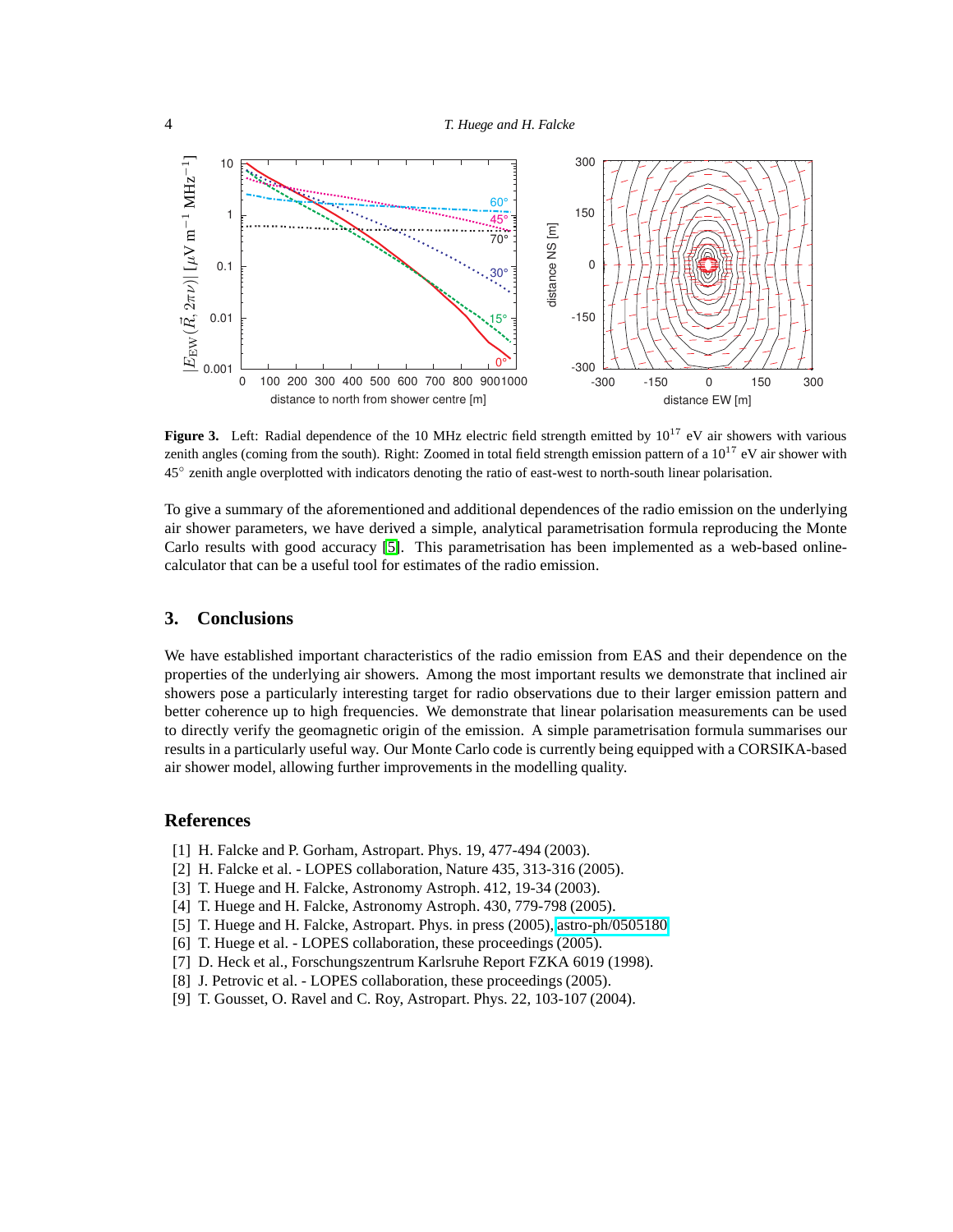$|E_{\mathrm{EW}}(\vec{R}, 2\pi\nu)|$ [$\mu$V m$^{-1}$ MHz$^{-1}$]

10
1
0.1
0.01
0.001

0 100 200 300 400 500 600 700 800 9001000

distance to north from shower centre [m]

60°
45°
70°
30°
15°
0°

distance NS [m]

300
150
0
-150
-300

-300 -150 0 150 300

distance EW [m]

**Figure 3.** Left: Radial dependence of the 10 MHz electric field strength emitted by $10^{17}$ eV air showers with various zenith angles (coming from the south). Right: Zoomed in total field strength emission pattern of a $10^{17}$ eV air shower with 45° zenith angle overplotted with indicators denoting the ratio of east-west to north-south linear polarisation.

To give a summary of the aforementioned and additional dependences of the radio emission on the underlying air shower parameters, we have derived a simple, analytical parametrisation formula reproducing the Monte Carlo results with good accuracy [5]. This parametrisation has been implemented as a web-based online-calculator that can be a useful tool for estimates of the radio emission.

## 3. Conclusions

We have established important characteristics of the radio emission from EAS and their dependence on the properties of the underlying air showers. Among the most important results we demonstrate that inclined air showers pose a particularly interesting target for radio observations due to their larger emission pattern and better coherence up to high frequencies. We demonstrate that linear polarisation measurements can be used to directly verify the geomagnetic origin of the emission. A simple parametrisation formula summarises our results in a particularly useful way. Our Monte Carlo code is currently being equipped with a CORSIKA-based air shower model, allowing further improvements in the modelling quality.

## References

[1] H. Falcke and P. Gorham, Astropart. Phys. 19, 477-494 (2003).
[2] H. Falcke et al. - LOPES collaboration, Nature 435, 313-316 (2005).
[3] T. Huege and H. Falcke, Astronomy Astroph. 412, 19-34 (2003).
[4] T. Huege and H. Falcke, Astronomy Astroph. 430, 779-798 (2005).
[5] T. Huege and H. Falcke, Astropart. Phys. in press (2005), astro-ph/0505180
[6] T. Huege et al. - LOPES collaboration, these proceedings (2005).
[7] D. Heck et al., Forschungszentrum Karlsruhe Report FZKA 6019 (1998).
[8] J. Petrovic et al. - LOPES collaboration, these proceedings (2005).
[9] T. Gousset, O. Ravel and C. Roy, Astropart. Phys. 22, 103-107 (2004).